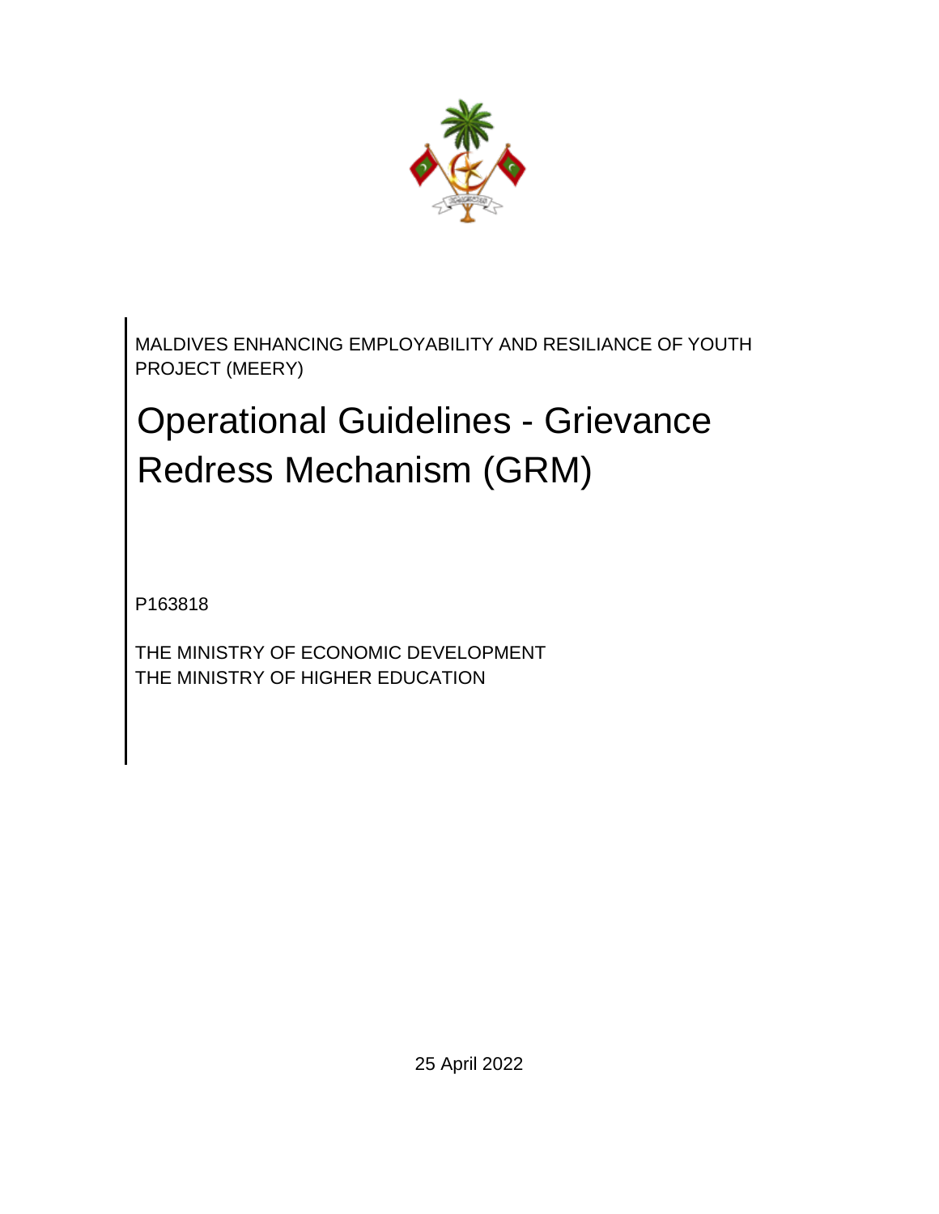MALDIVES ENHANCING EMPLOYABILITY AND RESILIANCE OF YOUTH PROJECT (MEERY)

# Operational Guidelines - Grievance Redress Mechanism (GRM)

P163818

THE MINISTRY OF ECONOMIC DEVELOPMENT
THE MINISTRY OF HIGHER EDUCATION

25 April 2022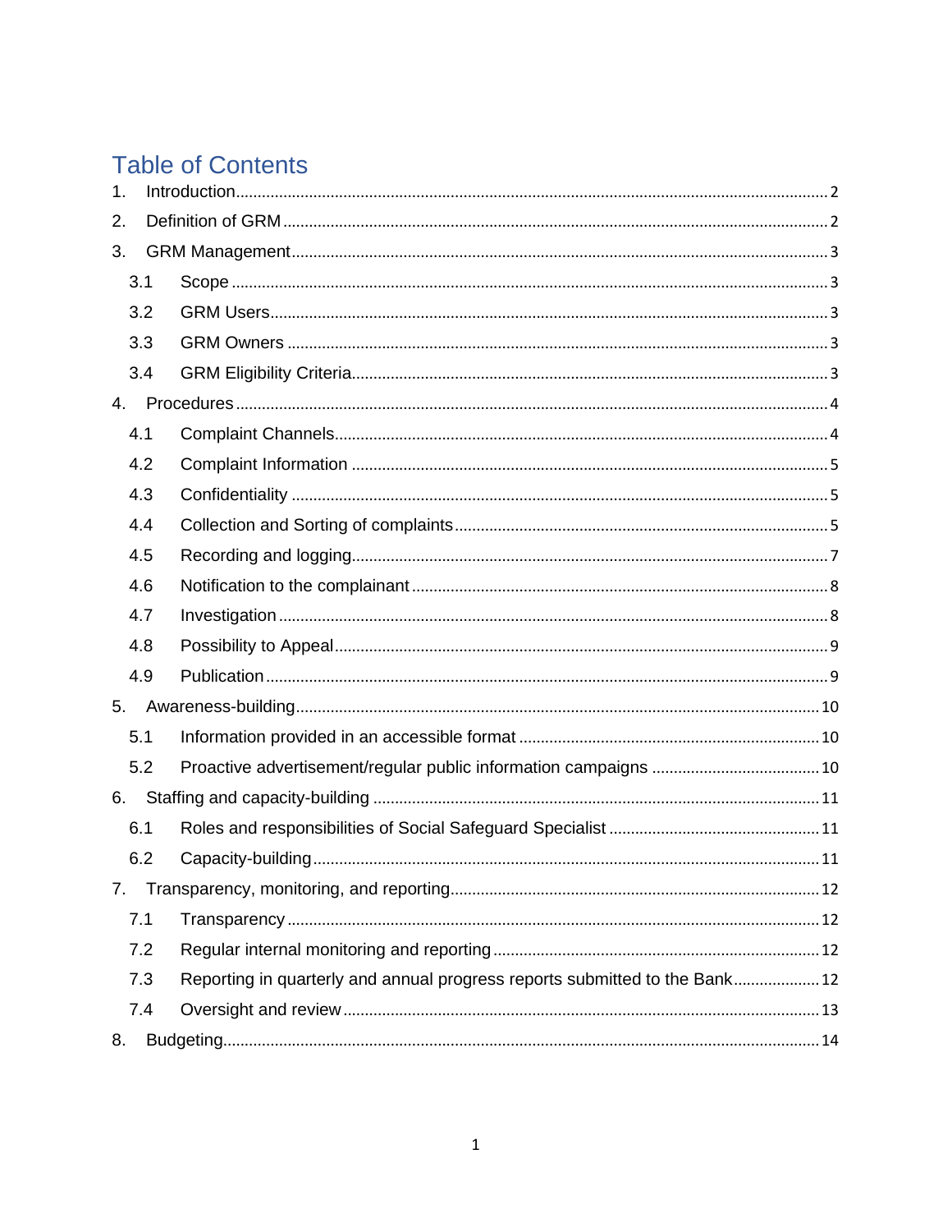# Table of Contents

1. Introduction ........ 2
2. Definition of GRM ........ 2
3. GRM Management ........ 3
   - 3.1 Scope ........ 3
   - 3.2 GRM Users ........ 3
   - 3.3 GRM Owners ........ 3
   - 3.4 GRM Eligibility Criteria ........ 3
4. Procedures ........ 4
   - 4.1 Complaint Channels ........ 4
   - 4.2 Complaint Information ........ 5
   - 4.3 Confidentiality ........ 5
   - 4.4 Collection and Sorting of complaints ........ 5
   - 4.5 Recording and logging ........ 7
   - 4.6 Notification to the complainant ........ 8
   - 4.7 Investigation ........ 8
   - 4.8 Possibility to Appeal ........ 9
   - 4.9 Publication ........ 9
5. Awareness-building ........ 10
   - 5.1 Information provided in an accessible format ........ 10
   - 5.2 Proactive advertisement/regular public information campaigns ........ 10
6. Staffing and capacity-building ........ 11
   - 6.1 Roles and responsibilities of Social Safeguard Specialist ........ 11
   - 6.2 Capacity-building ........ 11
7. Transparency, monitoring, and reporting ........ 12
   - 7.1 Transparency ........ 12
   - 7.2 Regular internal monitoring and reporting ........ 12
   - 7.3 Reporting in quarterly and annual progress reports submitted to the Bank ........ 12
   - 7.4 Oversight and review ........ 13
8. Budgeting ........ 14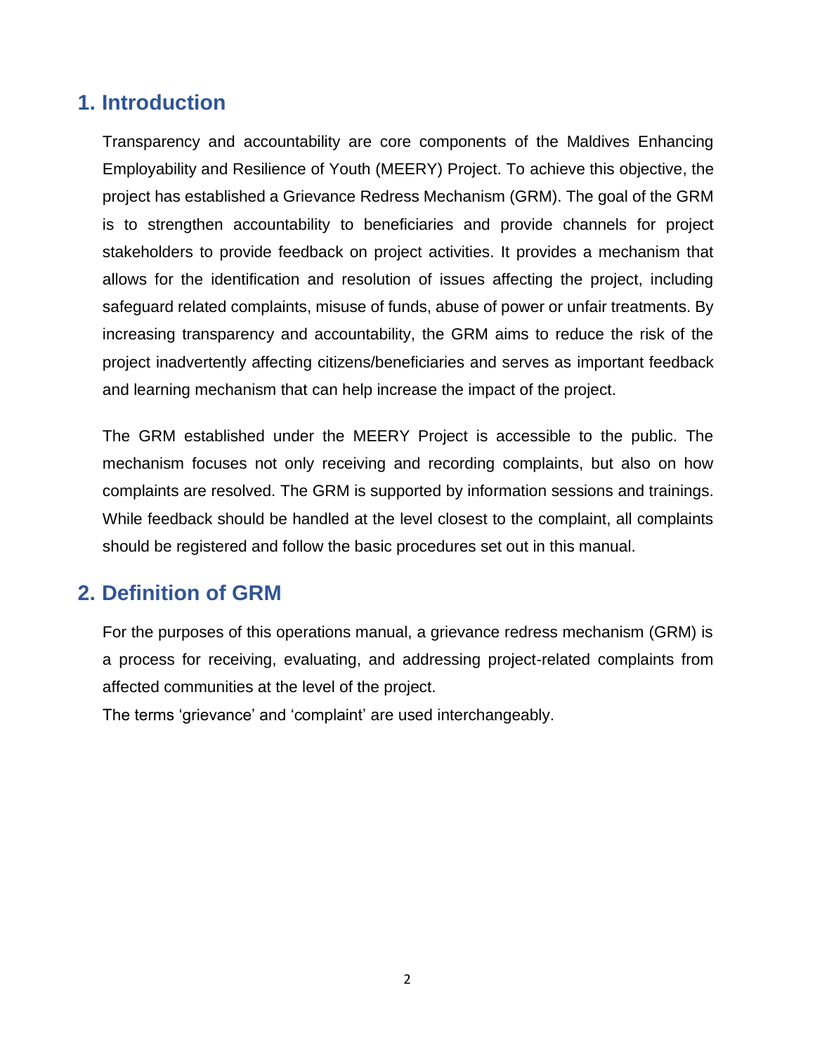## 1. Introduction

Transparency and accountability are core components of the Maldives Enhancing Employability and Resilience of Youth (MEERY) Project. To achieve this objective, the project has established a Grievance Redress Mechanism (GRM). The goal of the GRM is to strengthen accountability to beneficiaries and provide channels for project stakeholders to provide feedback on project activities. It provides a mechanism that allows for the identification and resolution of issues affecting the project, including safeguard related complaints, misuse of funds, abuse of power or unfair treatments. By increasing transparency and accountability, the GRM aims to reduce the risk of the project inadvertently affecting citizens/beneficiaries and serves as important feedback and learning mechanism that can help increase the impact of the project.

The GRM established under the MEERY Project is accessible to the public. The mechanism focuses not only receiving and recording complaints, but also on how complaints are resolved. The GRM is supported by information sessions and trainings. While feedback should be handled at the level closest to the complaint, all complaints should be registered and follow the basic procedures set out in this manual.

## 2. Definition of GRM

For the purposes of this operations manual, a grievance redress mechanism (GRM) is a process for receiving, evaluating, and addressing project-related complaints from affected communities at the level of the project.

The terms 'grievance' and 'complaint' are used interchangeably.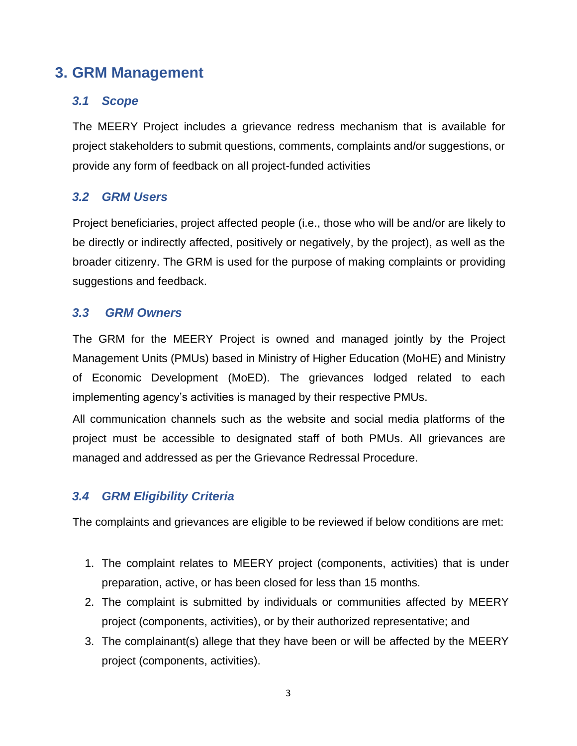# 3. GRM Management

## *3.1 Scope*

The MEERY Project includes a grievance redress mechanism that is available for project stakeholders to submit questions, comments, complaints and/or suggestions, or provide any form of feedback on all project-funded activities

## *3.2 GRM Users*

Project beneficiaries, project affected people (i.e., those who will be and/or are likely to be directly or indirectly affected, positively or negatively, by the project), as well as the broader citizenry. The GRM is used for the purpose of making complaints or providing suggestions and feedback.

## *3.3 GRM Owners*

The GRM for the MEERY Project is owned and managed jointly by the Project Management Units (PMUs) based in Ministry of Higher Education (MoHE) and Ministry of Economic Development (MoED). The grievances lodged related to each implementing agency's activities is managed by their respective PMUs.

All communication channels such as the website and social media platforms of the project must be accessible to designated staff of both PMUs. All grievances are managed and addressed as per the Grievance Redressal Procedure.

## *3.4 GRM Eligibility Criteria*

The complaints and grievances are eligible to be reviewed if below conditions are met:

1. The complaint relates to MEERY project (components, activities) that is under preparation, active, or has been closed for less than 15 months.
2. The complaint is submitted by individuals or communities affected by MEERY project (components, activities), or by their authorized representative; and
3. The complainant(s) allege that they have been or will be affected by the MEERY project (components, activities).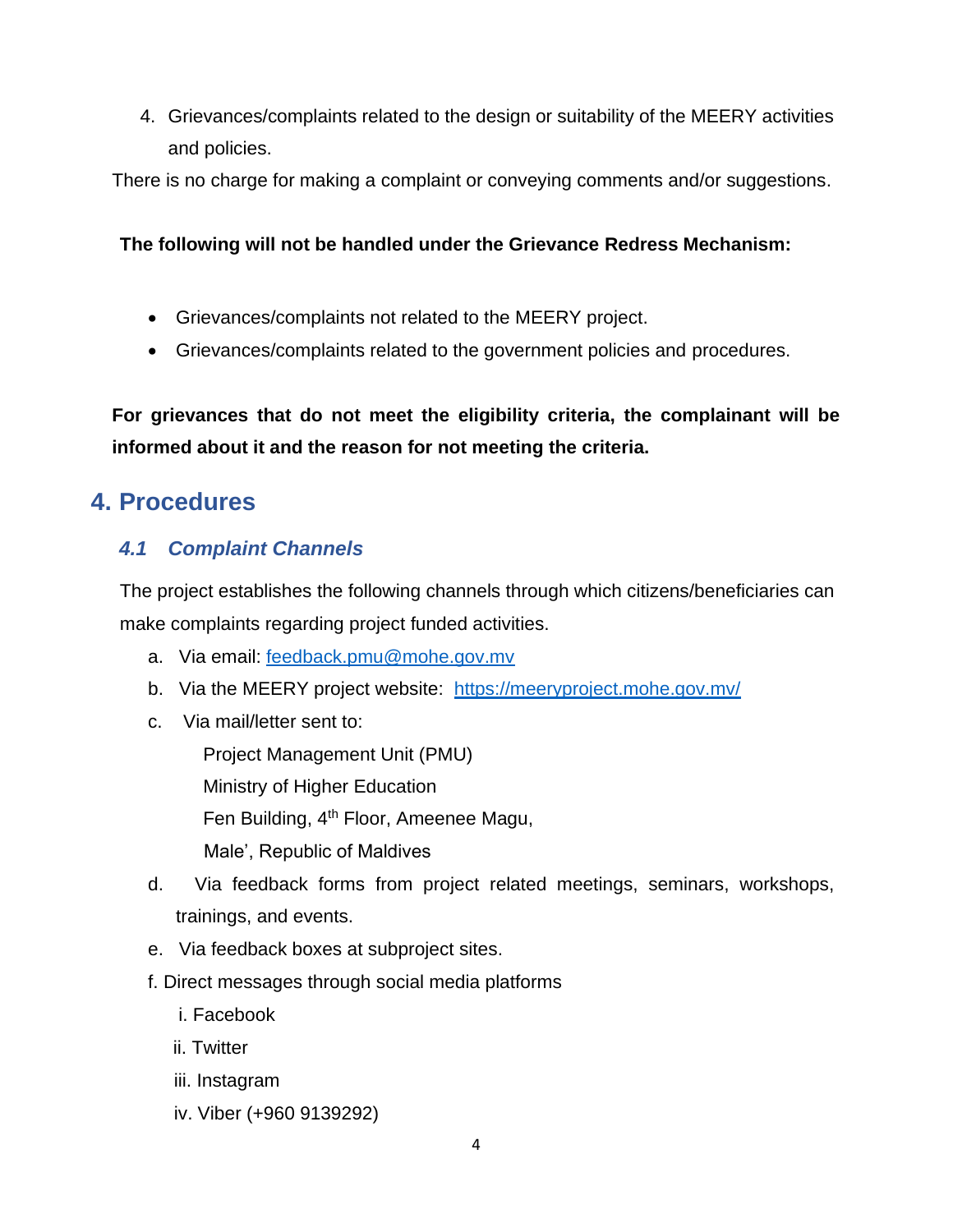4. Grievances/complaints related to the design or suitability of the MEERY activities and policies.

There is no charge for making a complaint or conveying comments and/or suggestions.

**The following will not be handled under the Grievance Redress Mechanism:**

- Grievances/complaints not related to the MEERY project.
- Grievances/complaints related to the government policies and procedures.

**For grievances that do not meet the eligibility criteria, the complainant will be informed about it and the reason for not meeting the criteria.**

# 4. Procedures

## *4.1 Complaint Channels*

The project establishes the following channels through which citizens/beneficiaries can make complaints regarding project funded activities.

a. Via email: [feedback.pmu@mohe.gov.mv](mailto:feedback.pmu@mohe.gov.mv)

b. Via the MEERY project website: [https://meeryproject.mohe.gov.mv/](https://meeryproject.mohe.gov.mv/)

c. Via mail/letter sent to:

   Project Management Unit (PMU)
   Ministry of Higher Education
   Fen Building, 4th Floor, Ameenee Magu,
   Male', Republic of Maldives

d. Via feedback forms from project related meetings, seminars, workshops, trainings, and events.

e. Via feedback boxes at subproject sites.

f. Direct messages through social media platforms

   i. Facebook
   ii. Twitter
   iii. Instagram
   iv. Viber (+960 9139292)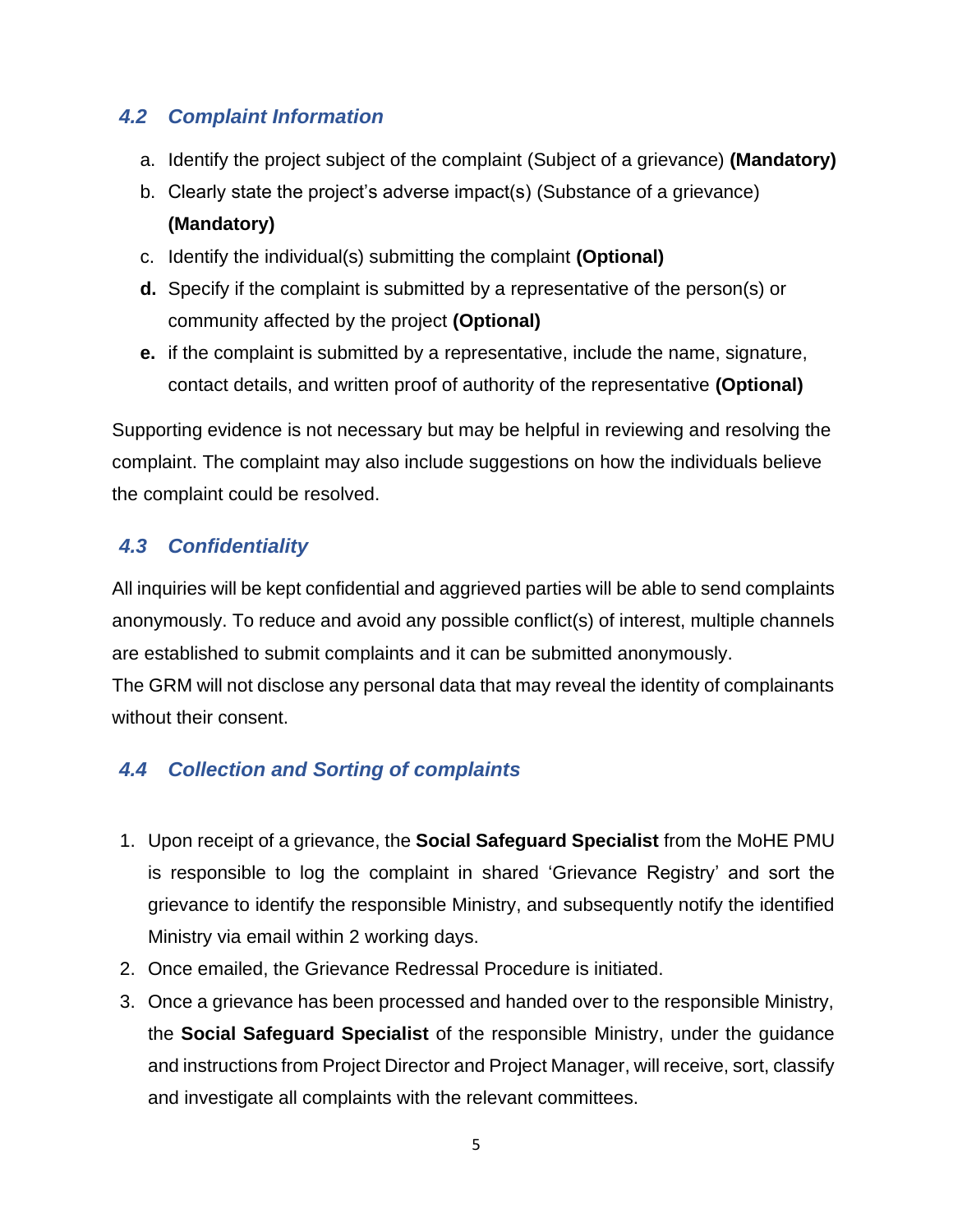### *4.2 Complaint Information*

a. Identify the project subject of the complaint (Subject of a grievance) **(Mandatory)**
b. Clearly state the project's adverse impact(s) (Substance of a grievance) **(Mandatory)**
c. Identify the individual(s) submitting the complaint **(Optional)**
**d.** Specify if the complaint is submitted by a representative of the person(s) or community affected by the project **(Optional)**
**e.** if the complaint is submitted by a representative, include the name, signature, contact details, and written proof of authority of the representative **(Optional)**

Supporting evidence is not necessary but may be helpful in reviewing and resolving the complaint. The complaint may also include suggestions on how the individuals believe the complaint could be resolved.

### *4.3 Confidentiality*

All inquiries will be kept confidential and aggrieved parties will be able to send complaints anonymously. To reduce and avoid any possible conflict(s) of interest, multiple channels are established to submit complaints and it can be submitted anonymously.
The GRM will not disclose any personal data that may reveal the identity of complainants without their consent.

### *4.4 Collection and Sorting of complaints*

1. Upon receipt of a grievance, the **Social Safeguard Specialist** from the MoHE PMU is responsible to log the complaint in shared 'Grievance Registry' and sort the grievance to identify the responsible Ministry, and subsequently notify the identified Ministry via email within 2 working days.
2. Once emailed, the Grievance Redressal Procedure is initiated.
3. Once a grievance has been processed and handed over to the responsible Ministry, the **Social Safeguard Specialist** of the responsible Ministry, under the guidance and instructions from Project Director and Project Manager, will receive, sort, classify and investigate all complaints with the relevant committees.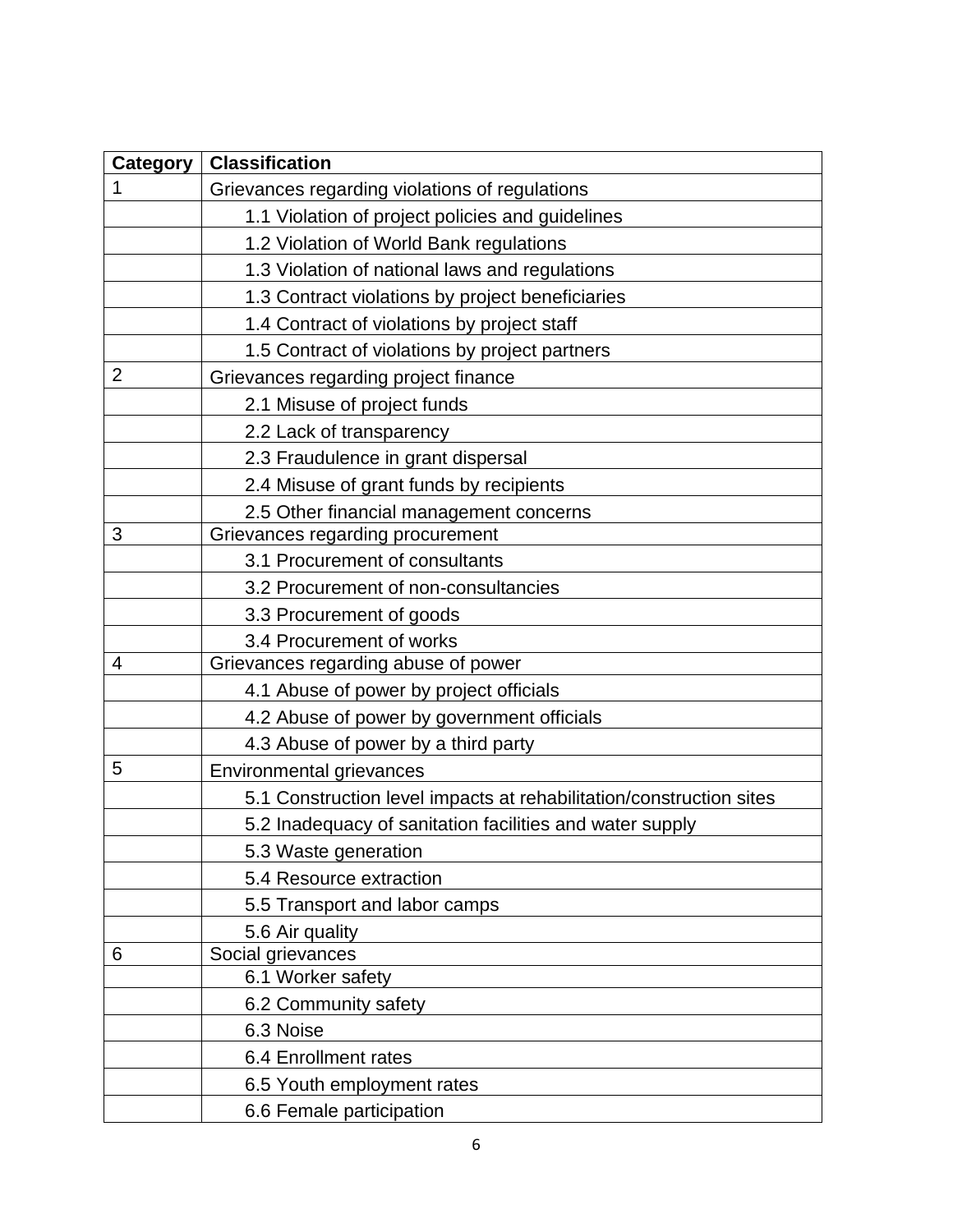| Category | Classification |
|---|---|
| 1 | Grievances regarding violations of regulations |
| | 1.1 Violation of project policies and guidelines |
| | 1.2 Violation of World Bank regulations |
| | 1.3 Violation of national laws and regulations |
| | 1.3 Contract violations by project beneficiaries |
| | 1.4 Contract of violations by project staff |
| | 1.5 Contract of violations by project partners |
| 2 | Grievances regarding project finance |
| | 2.1 Misuse of project funds |
| | 2.2 Lack of transparency |
| | 2.3 Fraudulence in grant dispersal |
| | 2.4 Misuse of grant funds by recipients |
| | 2.5 Other financial management concerns |
| 3 | Grievances regarding procurement |
| | 3.1 Procurement of consultants |
| | 3.2 Procurement of non-consultancies |
| | 3.3 Procurement of goods |
| | 3.4 Procurement of works |
| 4 | Grievances regarding abuse of power |
| | 4.1 Abuse of power by project officials |
| | 4.2 Abuse of power by government officials |
| | 4.3 Abuse of power by a third party |
| 5 | Environmental grievances |
| | 5.1 Construction level impacts at rehabilitation/construction sites |
| | 5.2 Inadequacy of sanitation facilities and water supply |
| | 5.3 Waste generation |
| | 5.4 Resource extraction |
| | 5.5 Transport and labor camps |
| | 5.6 Air quality |
| 6 | Social grievances |
| | 6.1 Worker safety |
| | 6.2 Community safety |
| | 6.3 Noise |
| | 6.4 Enrollment rates |
| | 6.5 Youth employment rates |
| | 6.6 Female participation |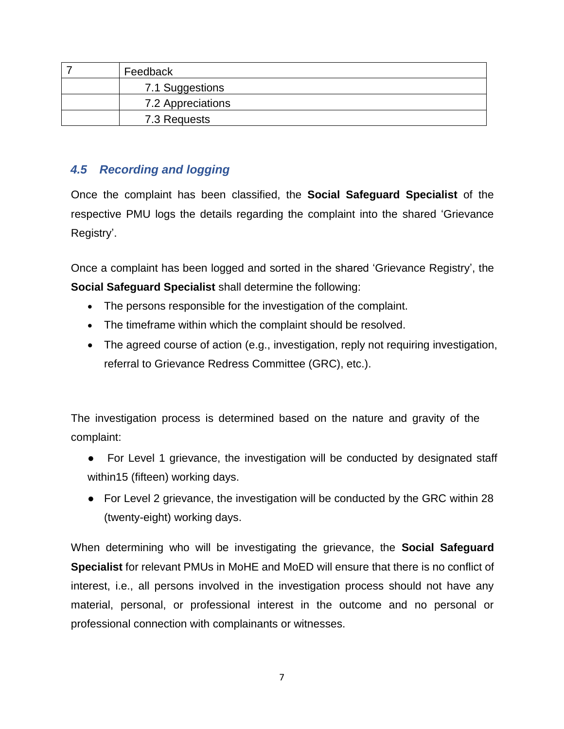| 7 | Feedback |
|---|---|
| | 7.1 Suggestions |
| | 7.2 Appreciations |
| | 7.3 Requests |

### *4.5 Recording and logging*

Once the complaint has been classified, the **Social Safeguard Specialist** of the respective PMU logs the details regarding the complaint into the shared 'Grievance Registry'.

Once a complaint has been logged and sorted in the shared 'Grievance Registry', the **Social Safeguard Specialist** shall determine the following:

- The persons responsible for the investigation of the complaint.
- The timeframe within which the complaint should be resolved.
- The agreed course of action (e.g., investigation, reply not requiring investigation, referral to Grievance Redress Committee (GRC), etc.).

The investigation process is determined based on the nature and gravity of the complaint:

- For Level 1 grievance, the investigation will be conducted by designated staff within15 (fifteen) working days.
- For Level 2 grievance, the investigation will be conducted by the GRC within 28 (twenty-eight) working days.

When determining who will be investigating the grievance, the **Social Safeguard Specialist** for relevant PMUs in MoHE and MoED will ensure that there is no conflict of interest, i.e., all persons involved in the investigation process should not have any material, personal, or professional interest in the outcome and no personal or professional connection with complainants or witnesses.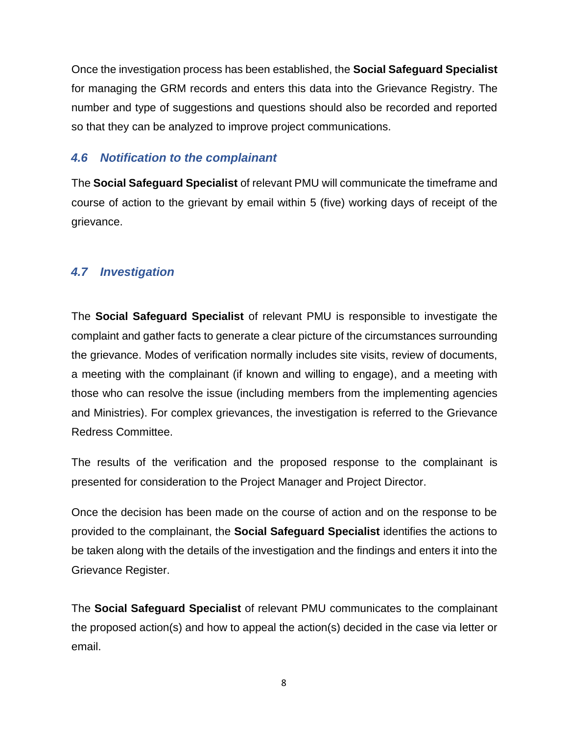Once the investigation process has been established, the **Social Safeguard Specialist** for managing the GRM records and enters this data into the Grievance Registry. The number and type of suggestions and questions should also be recorded and reported so that they can be analyzed to improve project communications.

### *4.6 Notification to the complainant*

The **Social Safeguard Specialist** of relevant PMU will communicate the timeframe and course of action to the grievant by email within 5 (five) working days of receipt of the grievance.

### *4.7 Investigation*

The **Social Safeguard Specialist** of relevant PMU is responsible to investigate the complaint and gather facts to generate a clear picture of the circumstances surrounding the grievance. Modes of verification normally includes site visits, review of documents, a meeting with the complainant (if known and willing to engage), and a meeting with those who can resolve the issue (including members from the implementing agencies and Ministries). For complex grievances, the investigation is referred to the Grievance Redress Committee.

The results of the verification and the proposed response to the complainant is presented for consideration to the Project Manager and Project Director.

Once the decision has been made on the course of action and on the response to be provided to the complainant, the **Social Safeguard Specialist** identifies the actions to be taken along with the details of the investigation and the findings and enters it into the Grievance Register.

The **Social Safeguard Specialist** of relevant PMU communicates to the complainant the proposed action(s) and how to appeal the action(s) decided in the case via letter or email.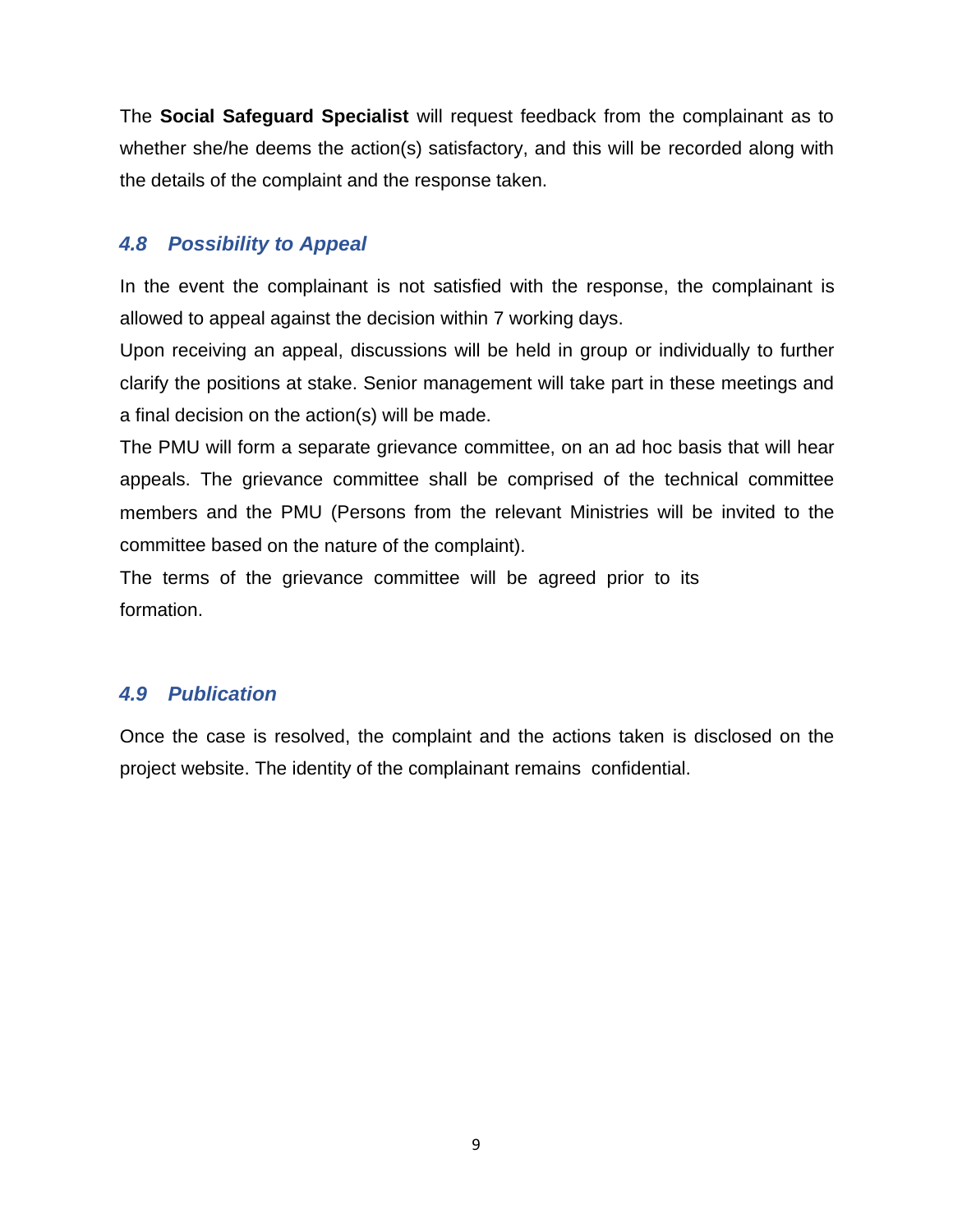The **Social Safeguard Specialist** will request feedback from the complainant as to whether she/he deems the action(s) satisfactory, and this will be recorded along with the details of the complaint and the response taken.

### *4.8 Possibility to Appeal*

In the event the complainant is not satisfied with the response, the complainant is allowed to appeal against the decision within 7 working days.

Upon receiving an appeal, discussions will be held in group or individually to further clarify the positions at stake. Senior management will take part in these meetings and a final decision on the action(s) will be made.

The PMU will form a separate grievance committee, on an ad hoc basis that will hear appeals. The grievance committee shall be comprised of the technical committee members and the PMU (Persons from the relevant Ministries will be invited to the committee based on the nature of the complaint).

The terms of the grievance committee will be agreed prior to its formation.

### *4.9 Publication*

Once the case is resolved, the complaint and the actions taken is disclosed on the project website. The identity of the complainant remains confidential.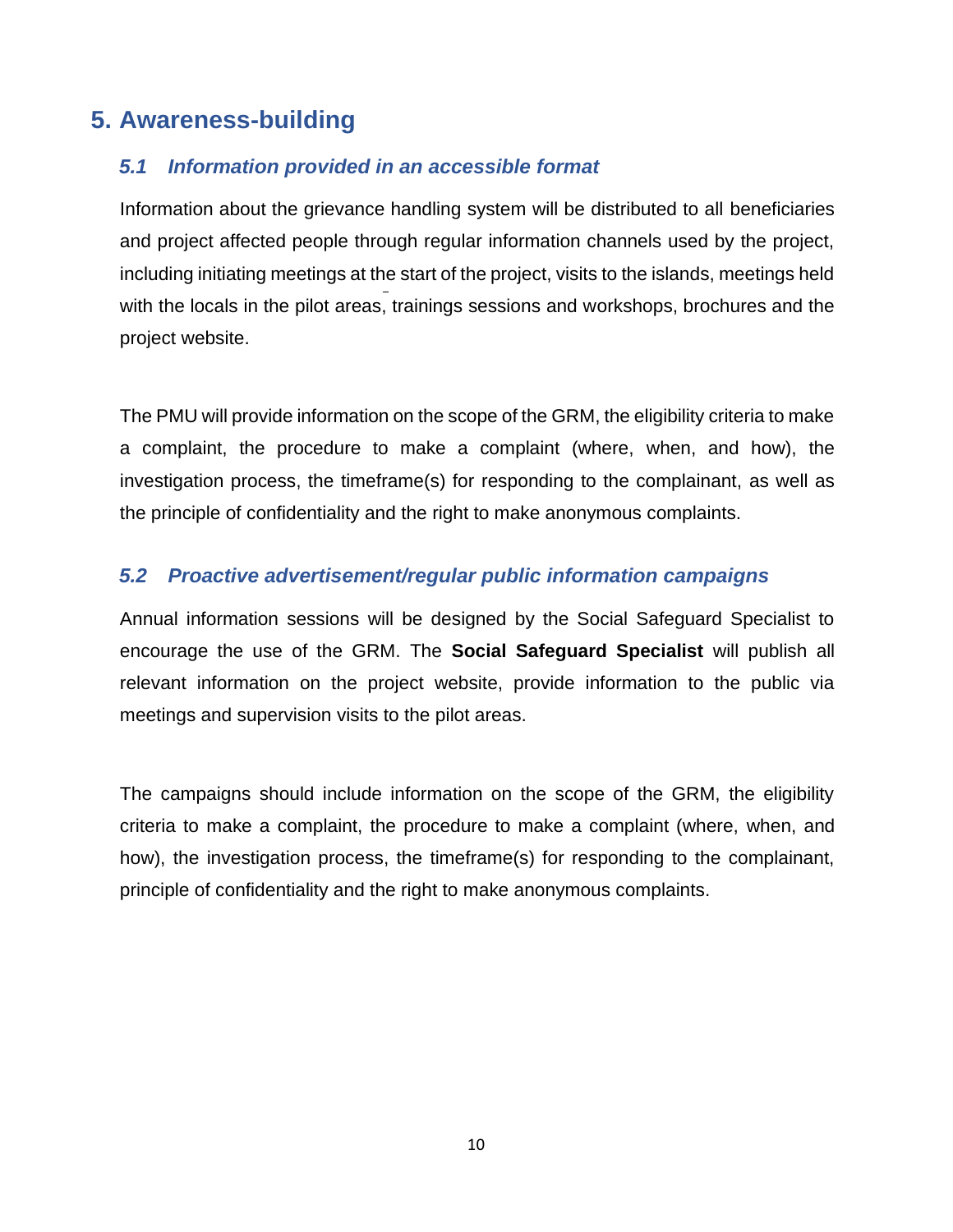# 5. Awareness-building

## *5.1 Information provided in an accessible format*

Information about the grievance handling system will be distributed to all beneficiaries and project affected people through regular information channels used by the project, including initiating meetings at the start of the project, visits to the islands, meetings held with the locals in the pilot areas, trainings sessions and workshops, brochures and the project website.

The PMU will provide information on the scope of the GRM, the eligibility criteria to make a complaint, the procedure to make a complaint (where, when, and how), the investigation process, the timeframe(s) for responding to the complainant, as well as the principle of confidentiality and the right to make anonymous complaints.

## *5.2 Proactive advertisement/regular public information campaigns*

Annual information sessions will be designed by the Social Safeguard Specialist to encourage the use of the GRM. The **Social Safeguard Specialist** will publish all relevant information on the project website, provide information to the public via meetings and supervision visits to the pilot areas.

The campaigns should include information on the scope of the GRM, the eligibility criteria to make a complaint, the procedure to make a complaint (where, when, and how), the investigation process, the timeframe(s) for responding to the complainant, principle of confidentiality and the right to make anonymous complaints.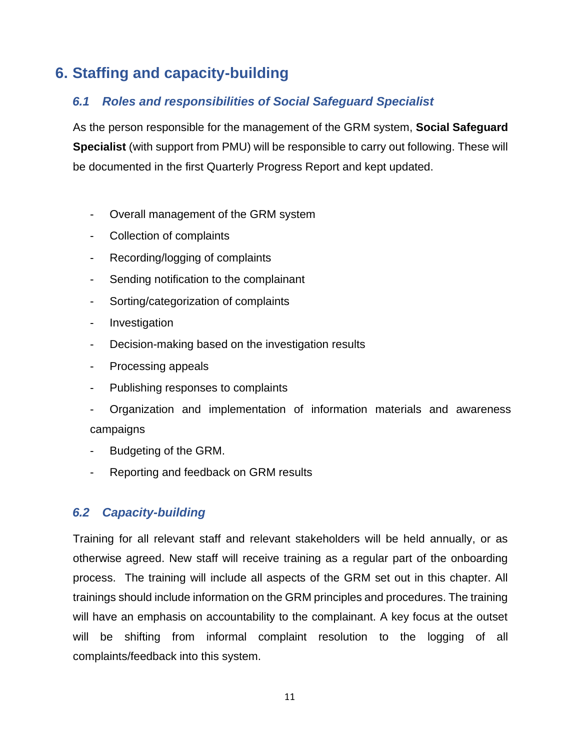# 6. Staffing and capacity-building

## *6.1 Roles and responsibilities of Social Safeguard Specialist*

As the person responsible for the management of the GRM system, **Social Safeguard Specialist** (with support from PMU) will be responsible to carry out following. These will be documented in the first Quarterly Progress Report and kept updated.

- Overall management of the GRM system
- Collection of complaints
- Recording/logging of complaints
- Sending notification to the complainant
- Sorting/categorization of complaints
- Investigation
- Decision-making based on the investigation results
- Processing appeals
- Publishing responses to complaints
- Organization and implementation of information materials and awareness campaigns
- Budgeting of the GRM.
- Reporting and feedback on GRM results

## *6.2 Capacity-building*

Training for all relevant staff and relevant stakeholders will be held annually, or as otherwise agreed. New staff will receive training as a regular part of the onboarding process. The training will include all aspects of the GRM set out in this chapter. All trainings should include information on the GRM principles and procedures. The training will have an emphasis on accountability to the complainant. A key focus at the outset will be shifting from informal complaint resolution to the logging of all complaints/feedback into this system.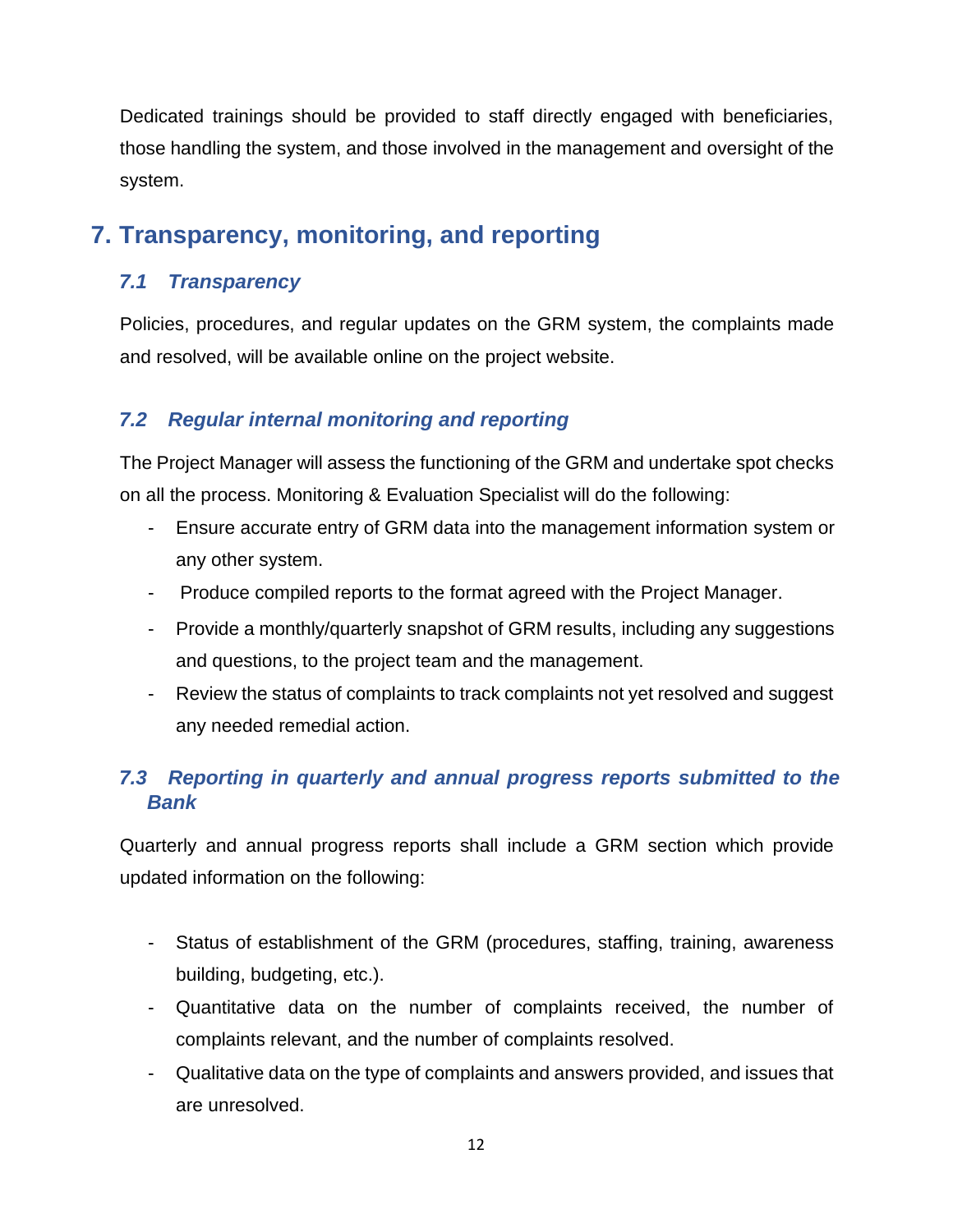Dedicated trainings should be provided to staff directly engaged with beneficiaries, those handling the system, and those involved in the management and oversight of the system.

# 7. Transparency, monitoring, and reporting

## *7.1 Transparency*

Policies, procedures, and regular updates on the GRM system, the complaints made and resolved, will be available online on the project website.

## *7.2 Regular internal monitoring and reporting*

The Project Manager will assess the functioning of the GRM and undertake spot checks on all the process. Monitoring & Evaluation Specialist will do the following:

- Ensure accurate entry of GRM data into the management information system or any other system.
- Produce compiled reports to the format agreed with the Project Manager.
- Provide a monthly/quarterly snapshot of GRM results, including any suggestions and questions, to the project team and the management.
- Review the status of complaints to track complaints not yet resolved and suggest any needed remedial action.

## *7.3 Reporting in quarterly and annual progress reports submitted to the Bank*

Quarterly and annual progress reports shall include a GRM section which provide updated information on the following:

- Status of establishment of the GRM (procedures, staffing, training, awareness building, budgeting, etc.).
- Quantitative data on the number of complaints received, the number of complaints relevant, and the number of complaints resolved.
- Qualitative data on the type of complaints and answers provided, and issues that are unresolved.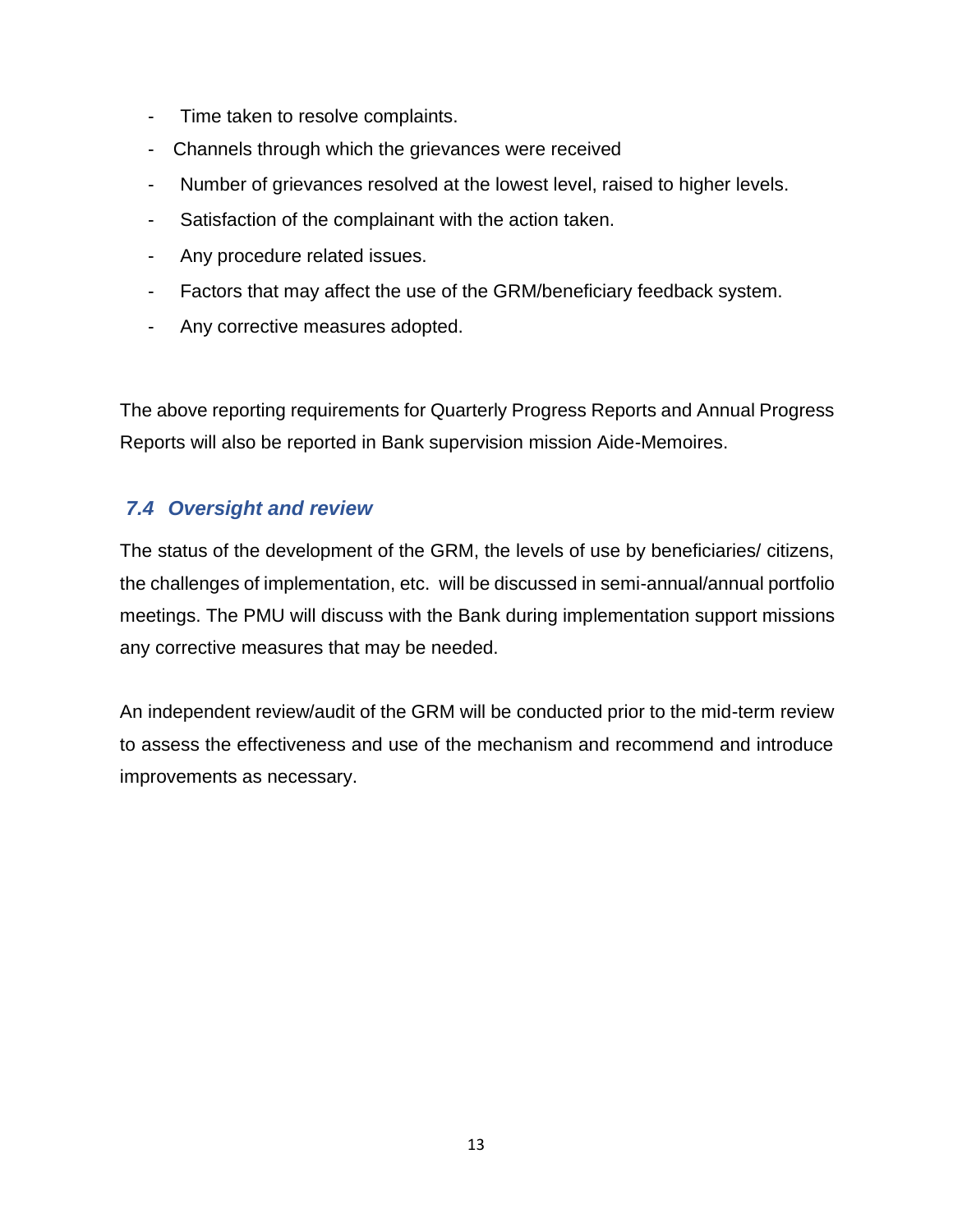- Time taken to resolve complaints.
- Channels through which the grievances were received
- Number of grievances resolved at the lowest level, raised to higher levels.
- Satisfaction of the complainant with the action taken.
- Any procedure related issues.
- Factors that may affect the use of the GRM/beneficiary feedback system.
- Any corrective measures adopted.

The above reporting requirements for Quarterly Progress Reports and Annual Progress Reports will also be reported in Bank supervision mission Aide-Memoires.

### *7.4 Oversight and review*

The status of the development of the GRM, the levels of use by beneficiaries/ citizens, the challenges of implementation, etc. will be discussed in semi-annual/annual portfolio meetings. The PMU will discuss with the Bank during implementation support missions any corrective measures that may be needed.

An independent review/audit of the GRM will be conducted prior to the mid-term review to assess the effectiveness and use of the mechanism and recommend and introduce improvements as necessary.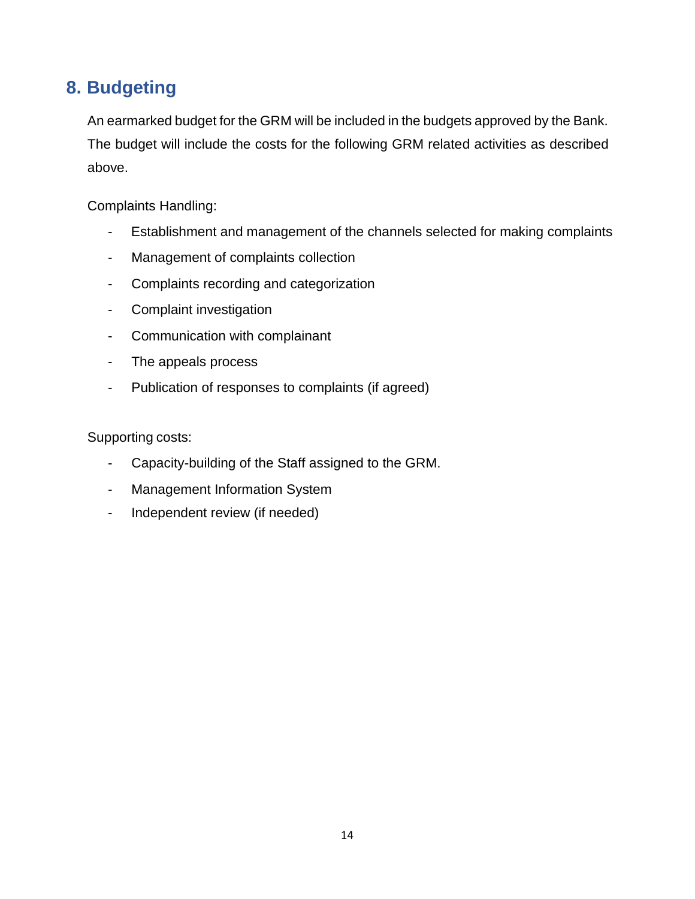## 8. Budgeting

An earmarked budget for the GRM will be included in the budgets approved by the Bank. The budget will include the costs for the following GRM related activities as described above.

Complaints Handling:

- Establishment and management of the channels selected for making complaints
- Management of complaints collection
- Complaints recording and categorization
- Complaint investigation
- Communication with complainant
- The appeals process
- Publication of responses to complaints (if agreed)

Supporting costs:

- Capacity-building of the Staff assigned to the GRM.
- Management Information System
- Independent review (if needed)